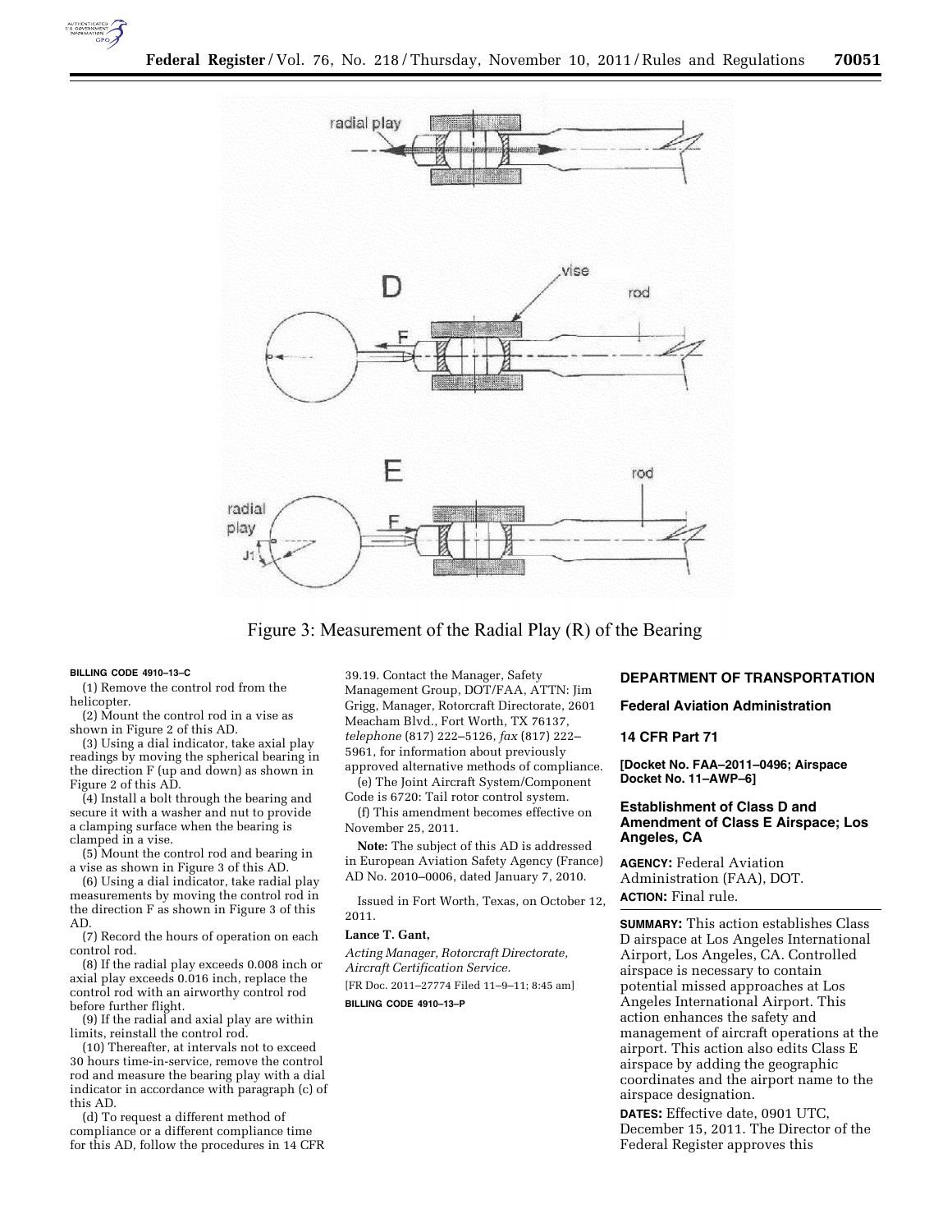Figure 3: Measurement of the Radial Play (R) of the Bearing

BILLING CODE 4910–13–C

(1) Remove the control rod from the helicopter.

(2) Mount the control rod in a vise as shown in Figure 2 of this AD.

(3) Using a dial indicator, take axial play readings by moving the spherical bearing in the direction F (up and down) as shown in Figure 2 of this AD.

(4) Install a bolt through the bearing and secure it with a washer and nut to provide a clamping surface when the bearing is clamped in a vise.

(5) Mount the control rod and bearing in a vise as shown in Figure 3 of this AD.

(6) Using a dial indicator, take radial play measurements by moving the control rod in the direction F as shown in Figure 3 of this AD.

(7) Record the hours of operation on each control rod.

(8) If the radial play exceeds 0.008 inch or axial play exceeds 0.016 inch, replace the control rod with an airworthy control rod before further flight.

(9) If the radial and axial play are within limits, reinstall the control rod.

(10) Thereafter, at intervals not to exceed 30 hours time-in-service, remove the control rod and measure the bearing play with a dial indicator in accordance with paragraph (c) of this AD.

(d) To request a different method of compliance or a different compliance time for this AD, follow the procedures in 14 CFR 39.19. Contact the Manager, Safety Management Group, DOT/FAA, ATTN: Jim Grigg, Manager, Rotorcraft Directorate, 2601 Meacham Blvd., Fort Worth, TX 76137, *telephone* (817) 222–5126, *fax* (817) 222–5961, for information about previously approved alternative methods of compliance.

(e) The Joint Aircraft System/Component Code is 6720: Tail rotor control system.

(f) This amendment becomes effective on November 25, 2011.

**Note:** The subject of this AD is addressed in European Aviation Safety Agency (France) AD No. 2010–0006, dated January 7, 2010.

Issued in Fort Worth, Texas, on October 12, 2011.

**Lance T. Gant,**

*Acting Manager, Rotorcraft Directorate, Aircraft Certification Service.*

[FR Doc. 2011–27774 Filed 11–9–11; 8:45 am]

BILLING CODE 4910–13–P

## DEPARTMENT OF TRANSPORTATION

## Federal Aviation Administration

## 14 CFR Part 71

**[Docket No. FAA–2011–0496; Airspace Docket No. 11–AWP–6]**

## Establishment of Class D and Amendment of Class E Airspace; Los Angeles, CA

**AGENCY:** Federal Aviation Administration (FAA), DOT.

**ACTION:** Final rule.

**SUMMARY:** This action establishes Class D airspace at Los Angeles International Airport, Los Angeles, CA. Controlled airspace is necessary to contain potential missed approaches at Los Angeles International Airport. This action enhances the safety and management of aircraft operations at the airport. This action also edits Class E airspace by adding the geographic coordinates and the airport name to the airspace designation.

**DATES:** Effective date, 0901 UTC, December 15, 2011. The Director of the Federal Register approves this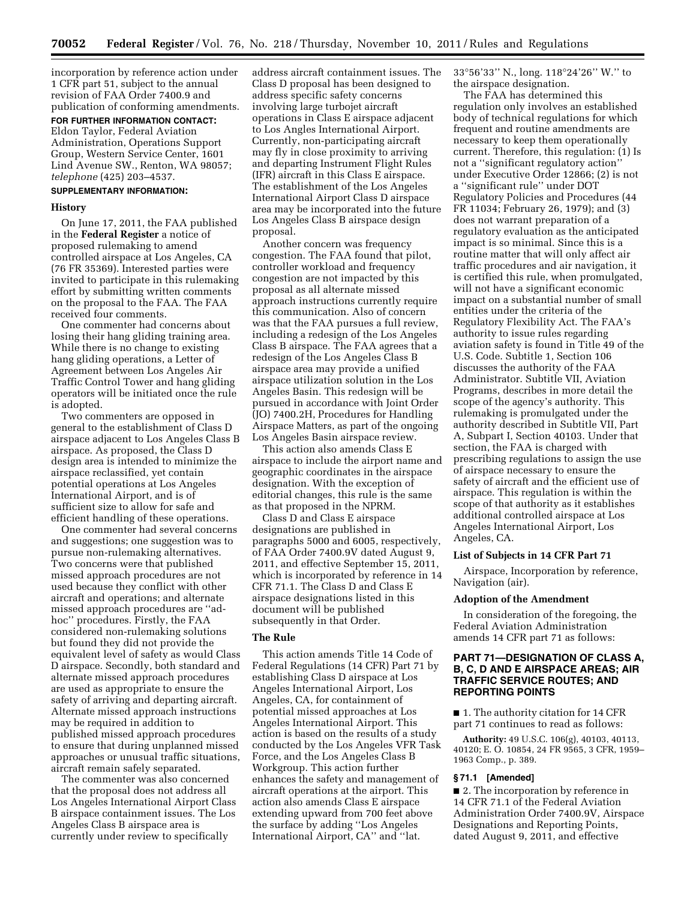incorporation by reference action under 1 CFR part 51, subject to the annual revision of FAA Order 7400.9 and publication of conforming amendments.

**FOR FURTHER INFORMATION CONTACT:** Eldon Taylor, Federal Aviation Administration, Operations Support Group, Western Service Center, 1601 Lind Avenue SW., Renton, WA 98057; *telephone* (425) 203–4537.

**SUPPLEMENTARY INFORMATION:**

### History

On June 17, 2011, the FAA published in the **Federal Register** a notice of proposed rulemaking to amend controlled airspace at Los Angeles, CA (76 FR 35369). Interested parties were invited to participate in this rulemaking effort by submitting written comments on the proposal to the FAA. The FAA received four comments.

One commenter had concerns about losing their hang gliding training area. While there is no change to existing hang gliding operations, a Letter of Agreement between Los Angeles Air Traffic Control Tower and hang gliding operators will be initiated once the rule is adopted.

Two commenters are opposed in general to the establishment of Class D airspace adjacent to Los Angeles Class B airspace. As proposed, the Class D design area is intended to minimize the airspace reclassified, yet contain potential operations at Los Angeles International Airport, and is of sufficient size to allow for safe and efficient handling of these operations.

One commenter had several concerns and suggestions; one suggestion was to pursue non-rulemaking alternatives. Two concerns were that published missed approach procedures are not used because they conflict with other aircraft and operations; and alternate missed approach procedures are ''ad-hoc'' procedures. Firstly, the FAA considered non-rulemaking solutions but found they did not provide the equivalent level of safety as would Class D airspace. Secondly, both standard and alternate missed approach procedures are used as appropriate to ensure the safety of arriving and departing aircraft. Alternate missed approach instructions may be required in addition to published missed approach procedures to ensure that during unplanned missed approaches or unusual traffic situations, aircraft remain safely separated.

The commenter was also concerned that the proposal does not address all Los Angeles International Airport Class B airspace containment issues. The Los Angeles Class B airspace area is currently under review to specifically address aircraft containment issues. The Class D proposal has been designed to address specific safety concerns involving large turbojet aircraft operations in Class E airspace adjacent to Los Angles International Airport. Currently, non-participating aircraft may fly in close proximity to arriving and departing Instrument Flight Rules (IFR) aircraft in this Class E airspace. The establishment of the Los Angeles International Airport Class D airspace area may be incorporated into the future Los Angeles Class B airspace design proposal.

Another concern was frequency congestion. The FAA found that pilot, controller workload and frequency congestion are not impacted by this proposal as all alternate missed approach instructions currently require this communication. Also of concern was that the FAA pursues a full review, including a redesign of the Los Angeles Class B airspace. The FAA agrees that a redesign of the Los Angeles Class B airspace area may provide a unified airspace utilization solution in the Los Angeles Basin. This redesign will be pursued in accordance with Joint Order (JO) 7400.2H, Procedures for Handling Airspace Matters, as part of the ongoing Los Angeles Basin airspace review.

This action also amends Class E airspace to include the airport name and geographic coordinates in the airspace designation. With the exception of editorial changes, this rule is the same as that proposed in the NPRM.

Class D and Class E airspace designations are published in paragraphs 5000 and 6005, respectively, of FAA Order 7400.9V dated August 9, 2011, and effective September 15, 2011, which is incorporated by reference in 14 CFR 71.1. The Class D and Class E airspace designations listed in this document will be published subsequently in that Order.

### The Rule

This action amends Title 14 Code of Federal Regulations (14 CFR) Part 71 by establishing Class D airspace at Los Angeles International Airport, Los Angeles, CA, for containment of potential missed approaches at Los Angeles International Airport. This action is based on the results of a study conducted by the Los Angeles VFR Task Force, and the Los Angeles Class B Workgroup. This action further enhances the safety and management of aircraft operations at the airport. This action also amends Class E airspace extending upward from 700 feet above the surface by adding ''Los Angeles International Airport, CA'' and ''lat. 33°56′33″ N., long. 118°24′26″ W.'' to the airspace designation.

The FAA has determined this regulation only involves an established body of technical regulations for which frequent and routine amendments are necessary to keep them operationally current. Therefore, this regulation: (1) Is not a ''significant regulatory action'' under Executive Order 12866; (2) is not a ''significant rule'' under DOT Regulatory Policies and Procedures (44 FR 11034; February 26, 1979); and (3) does not warrant preparation of a regulatory evaluation as the anticipated impact is so minimal. Since this is a routine matter that will only affect air traffic procedures and air navigation, it is certified this rule, when promulgated, will not have a significant economic impact on a substantial number of small entities under the criteria of the Regulatory Flexibility Act. The FAA's authority to issue rules regarding aviation safety is found in Title 49 of the U.S. Code. Subtitle 1, Section 106 discusses the authority of the FAA Administrator. Subtitle VII, Aviation Programs, describes in more detail the scope of the agency's authority. This rulemaking is promulgated under the authority described in Subtitle VII, Part A, Subpart I, Section 40103. Under that section, the FAA is charged with prescribing regulations to assign the use of airspace necessary to ensure the safety of aircraft and the efficient use of airspace. This regulation is within the scope of that authority as it establishes additional controlled airspace at Los Angeles International Airport, Los Angeles, CA.

### List of Subjects in 14 CFR Part 71

Airspace, Incorporation by reference, Navigation (air).

### Adoption of the Amendment

In consideration of the foregoing, the Federal Aviation Administration amends 14 CFR part 71 as follows:

## PART 71—DESIGNATION OF CLASS A, B, C, D AND E AIRSPACE AREAS; AIR TRAFFIC SERVICE ROUTES; AND REPORTING POINTS

■ 1. The authority citation for 14 CFR part 71 continues to read as follows:

**Authority:** 49 U.S.C. 106(g), 40103, 40113, 40120; E. O. 10854, 24 FR 9565, 3 CFR, 1959–1963 Comp., p. 389.

**§ 71.1 [Amended]**

■ 2. The incorporation by reference in 14 CFR 71.1 of the Federal Aviation Administration Order 7400.9V, Airspace Designations and Reporting Points, dated August 9, 2011, and effective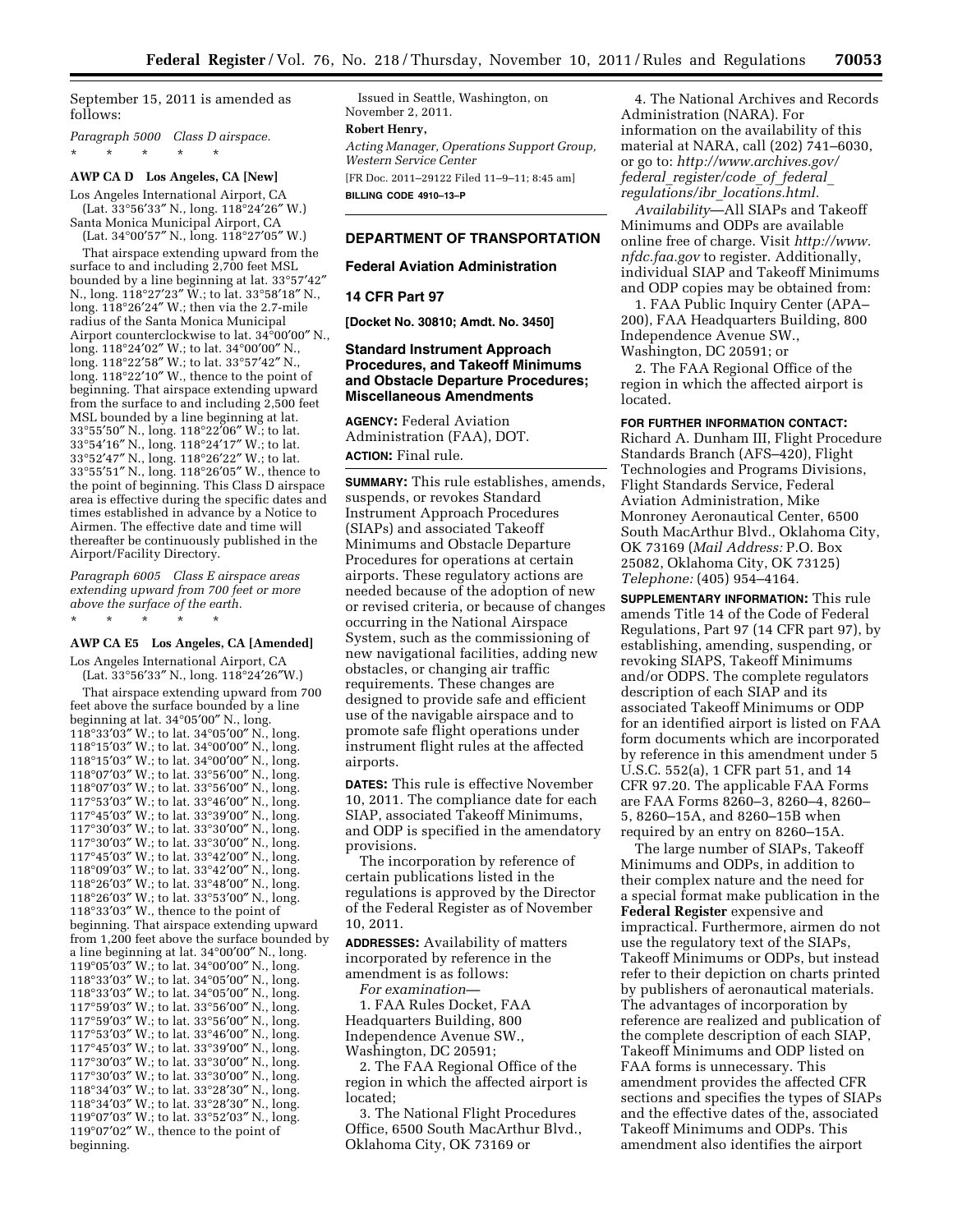September 15, 2011 is amended as follows:

*Paragraph 5000 Class D airspace.*

\* \* \* \* \*

**AWP CA D Los Angeles, CA [New]**

Los Angeles International Airport, CA
(Lat. 33°56′33″ N., long. 118°24′26″ W.)
Santa Monica Municipal Airport, CA
(Lat. 34°00′57″ N., long. 118°27′05″ W.)

That airspace extending upward from the surface to and including 2,700 feet MSL bounded by a line beginning at lat. 33°57′42″ N., long. 118°27′23″ W.; to lat. 33°58′18″ N., long. 118°26′24″ W.; then via the 2.7-mile radius of the Santa Monica Municipal Airport counterclockwise to lat. 34°00′00″ N., long. 118°24′02″ W.; to lat. 34°00′00″ N., long. 118°22′58″ W.; to lat. 33°57′42″ N., long. 118°22′10″ W., thence to the point of beginning. That airspace extending upward from the surface to and including 2,500 feet MSL bounded by a line beginning at lat. 33°55′50″ N., long. 118°22′06″ W.; to lat. 33°54′16″ N., long. 118°24′17″ W.; to lat. 33°52′47″ N., long. 118°26′22″ W.; to lat. 33°55′51″ N., long. 118°26′05″ W., thence to the point of beginning. This Class D airspace area is effective during the specific dates and times established in advance by a Notice to Airmen. The effective date and time will thereafter be continuously published in the Airport/Facility Directory.

*Paragraph 6005 Class E airspace areas extending upward from 700 feet or more above the surface of the earth.*

\* \* \* \* \*

**AWP CA E5 Los Angeles, CA [Amended]**

Los Angeles International Airport, CA
(Lat. 33°56′33″ N., long. 118°24′26″W.)

That airspace extending upward from 700 feet above the surface bounded by a line beginning at lat. 34°05′00″ N., long. 118°33′03″ W.; to lat. 34°05′00″ N., long. 118°15′03″ W.; to lat. 34°00′00″ N., long. 118°15′03″ W.; to lat. 34°00′00″ N., long. 118°07′03″ W.; to lat. 33°56′00″ N., long. 118°07′03″ W.; to lat. 33°56′00″ N., long. 117°53′03″ W.; to lat. 33°46′00″ N., long. 117°45′03″ W.; to lat. 33°39′00″ N., long. 117°30′03″ W.; to lat. 33°30′00″ N., long. 117°30′03″ W.; to lat. 33°30′00″ N., long. 117°45′03″ W.; to lat. 33°42′00″ N., long. 118°09′03″ W.; to lat. 33°42′00″ N., long. 118°26′03″ W.; to lat. 33°48′00″ N., long. 118°26′03″ W.; to lat. 33°53′00″ N., long. 118°33′03″ W., thence to the point of beginning. That airspace extending upward from 1,200 feet above the surface bounded by a line beginning at lat. 34°00′00″ N., long. 119°05′03″ W.; to lat. 34°00′00″ N., long. 118°33′03″ W.; to lat. 34°05′00″ N., long. 118°33′03″ W.; to lat. 34°05′00″ N., long. 117°59′03″ W.; to lat. 33°56′00″ N., long. 117°59′03″ W.; to lat. 33°56′00″ N., long. 117°53′03″ W.; to lat. 33°46′00″ N., long. 117°45′03″ W.; to lat. 33°39′00″ N., long. 117°30′03″ W.; to lat. 33°30′00″ N., long. 117°30′03″ W.; to lat. 33°30′00″ N., long. 118°34′03″ W.; to lat. 33°28′30″ N., long. 118°34′03″ W.; to lat. 33°28′30″ N., long. 119°07′03″ W.; to lat. 33°52′03″ N., long. 119°07′02″ W., thence to the point of beginning.

Issued in Seattle, Washington, on November 2, 2011.

**Robert Henry,**

*Acting Manager, Operations Support Group, Western Service Center*

[FR Doc. 2011–29122 Filed 11–9–11; 8:45 am]

**BILLING CODE 4910–13–P**

---

## DEPARTMENT OF TRANSPORTATION

## Federal Aviation Administration

## 14 CFR Part 97

**[Docket No. 30810; Amdt. No. 3450]**

## Standard Instrument Approach Procedures, and Takeoff Minimums and Obstacle Departure Procedures; Miscellaneous Amendments

**AGENCY:** Federal Aviation Administration (FAA), DOT.

**ACTION:** Final rule.

**SUMMARY:** This rule establishes, amends, suspends, or revokes Standard Instrument Approach Procedures (SIAPs) and associated Takeoff Minimums and Obstacle Departure Procedures for operations at certain airports. These regulatory actions are needed because of the adoption of new or revised criteria, or because of changes occurring in the National Airspace System, such as the commissioning of new navigational facilities, adding new obstacles, or changing air traffic requirements. These changes are designed to provide safe and efficient use of the navigable airspace and to promote safe flight operations under instrument flight rules at the affected airports.

**DATES:** This rule is effective November 10, 2011. The compliance date for each SIAP, associated Takeoff Minimums, and ODP is specified in the amendatory provisions.

The incorporation by reference of certain publications listed in the regulations is approved by the Director of the Federal Register as of November 10, 2011.

**ADDRESSES:** Availability of matters incorporated by reference in the amendment is as follows:

*For examination*—

1. FAA Rules Docket, FAA Headquarters Building, 800 Independence Avenue SW., Washington, DC 20591;

2. The FAA Regional Office of the region in which the affected airport is located;

3. The National Flight Procedures Office, 6500 South MacArthur Blvd., Oklahoma City, OK 73169 or

4. The National Archives and Records Administration (NARA). For information on the availability of this material at NARA, call (202) 741–6030, or go to: *http://www.archives.gov/federal_register/code_of_federal_regulations/ibr_locations.html.*

*Availability*—All SIAPs and Takeoff Minimums and ODPs are available online free of charge. Visit *http://www.nfdc.faa.gov* to register. Additionally, individual SIAP and Takeoff Minimums and ODP copies may be obtained from:

1. FAA Public Inquiry Center (APA–200), FAA Headquarters Building, 800 Independence Avenue SW., Washington, DC 20591; or

2. The FAA Regional Office of the region in which the affected airport is located.

**FOR FURTHER INFORMATION CONTACT:** Richard A. Dunham III, Flight Procedure Standards Branch (AFS–420), Flight Technologies and Programs Divisions, Flight Standards Service, Federal Aviation Administration, Mike Monroney Aeronautical Center, 6500 South MacArthur Blvd., Oklahoma City, OK 73169 (*Mail Address:* P.O. Box 25082, Oklahoma City, OK 73125) *Telephone:* (405) 954–4164.

**SUPPLEMENTARY INFORMATION:** This rule amends Title 14 of the Code of Federal Regulations, Part 97 (14 CFR part 97), by establishing, amending, suspending, or revoking SIAPS, Takeoff Minimums and/or ODPS. The complete regulators description of each SIAP and its associated Takeoff Minimums or ODP for an identified airport is listed on FAA form documents which are incorporated by reference in this amendment under 5 U.S.C. 552(a), 1 CFR part 51, and 14 CFR 97.20. The applicable FAA Forms are FAA Forms 8260–3, 8260–4, 8260–5, 8260–15A, and 8260–15B when required by an entry on 8260–15A.

The large number of SIAPs, Takeoff Minimums and ODPs, in addition to their complex nature and the need for a special format make publication in the **Federal Register** expensive and impractical. Furthermore, airmen do not use the regulatory text of the SIAPs, Takeoff Minimums or ODPs, but instead refer to their depiction on charts printed by publishers of aeronautical materials. The advantages of incorporation by reference are realized and publication of the complete description of each SIAP, Takeoff Minimums and ODP listed on FAA forms is unnecessary. This amendment provides the affected CFR sections and specifies the types of SIAPs and the effective dates of the, associated Takeoff Minimums and ODPs. This amendment also identifies the airport